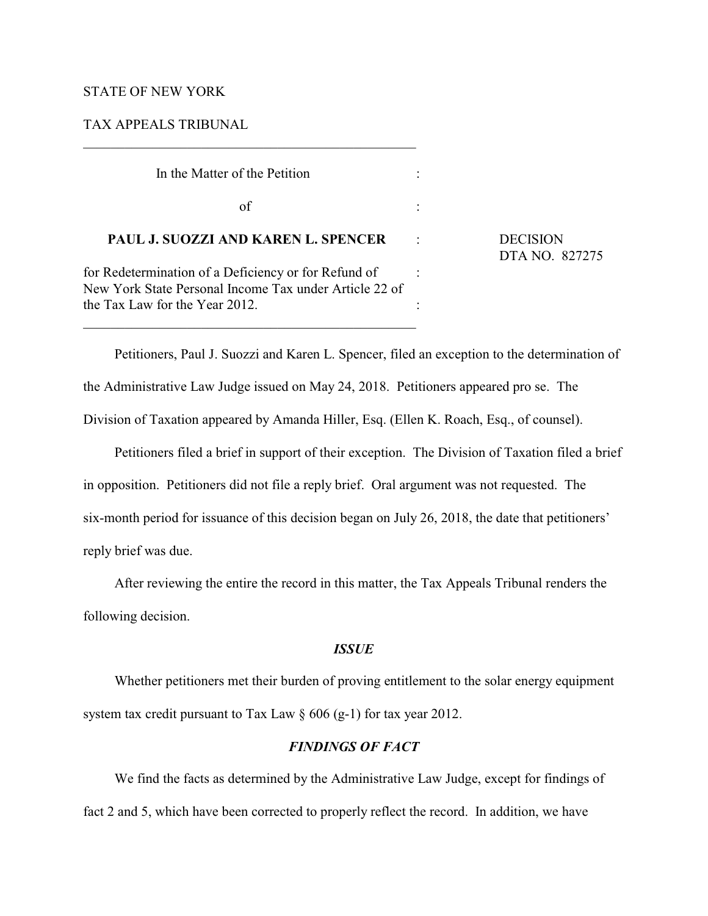STATE OF NEW YORK

TAX APPEALS TRIBUNAL

---

In the Matter of the Petition

of

**PAUL J. SUOZZI AND KAREN L. SPENCER**

for Redetermination of a Deficiency or for Refund of New York State Personal Income Tax under Article 22 of the Tax Law for the Year 2012.

---

DECISION
DTA NO. 827275

Petitioners, Paul J. Suozzi and Karen L. Spencer, filed an exception to the determination of the Administrative Law Judge issued on May 24, 2018. Petitioners appeared pro se. The Division of Taxation appeared by Amanda Hiller, Esq. (Ellen K. Roach, Esq., of counsel).

Petitioners filed a brief in support of their exception. The Division of Taxation filed a brief in opposition. Petitioners did not file a reply brief. Oral argument was not requested. The six-month period for issuance of this decision began on July 26, 2018, the date that petitioners' reply brief was due.

After reviewing the entire the record in this matter, the Tax Appeals Tribunal renders the following decision.

### *ISSUE*

Whether petitioners met their burden of proving entitlement to the solar energy equipment system tax credit pursuant to Tax Law § 606 (g-1) for tax year 2012.

### *FINDINGS OF FACT*

We find the facts as determined by the Administrative Law Judge, except for findings of fact 2 and 5, which have been corrected to properly reflect the record. In addition, we have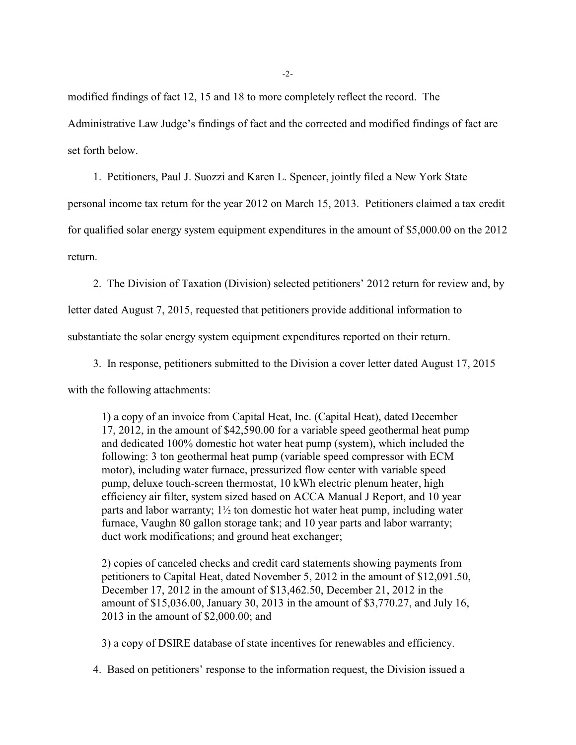modified findings of fact 12, 15 and 18 to more completely reflect the record. The Administrative Law Judge's findings of fact and the corrected and modified findings of fact are set forth below.

1. Petitioners, Paul J. Suozzi and Karen L. Spencer, jointly filed a New York State personal income tax return for the year 2012 on March 15, 2013. Petitioners claimed a tax credit for qualified solar energy system equipment expenditures in the amount of $5,000.00 on the 2012 return.

2. The Division of Taxation (Division) selected petitioners' 2012 return for review and, by letter dated August 7, 2015, requested that petitioners provide additional information to substantiate the solar energy system equipment expenditures reported on their return.

3. In response, petitioners submitted to the Division a cover letter dated August 17, 2015 with the following attachments:

> 1) a copy of an invoice from Capital Heat, Inc. (Capital Heat), dated December 17, 2012, in the amount of $42,590.00 for a variable speed geothermal heat pump and dedicated 100% domestic hot water heat pump (system), which included the following: 3 ton geothermal heat pump (variable speed compressor with ECM motor), including water furnace, pressurized flow center with variable speed pump, deluxe touch-screen thermostat, 10 kWh electric plenum heater, high efficiency air filter, system sized based on ACCA Manual J Report, and 10 year parts and labor warranty; 1½ ton domestic hot water heat pump, including water furnace, Vaughn 80 gallon storage tank; and 10 year parts and labor warranty; duct work modifications; and ground heat exchanger;
>
> 2) copies of canceled checks and credit card statements showing payments from petitioners to Capital Heat, dated November 5, 2012 in the amount of $12,091.50, December 17, 2012 in the amount of $13,462.50, December 21, 2012 in the amount of $15,036.00, January 30, 2013 in the amount of $3,770.27, and July 16, 2013 in the amount of $2,000.00; and
>
> 3) a copy of DSIRE database of state incentives for renewables and efficiency.

4. Based on petitioners' response to the information request, the Division issued a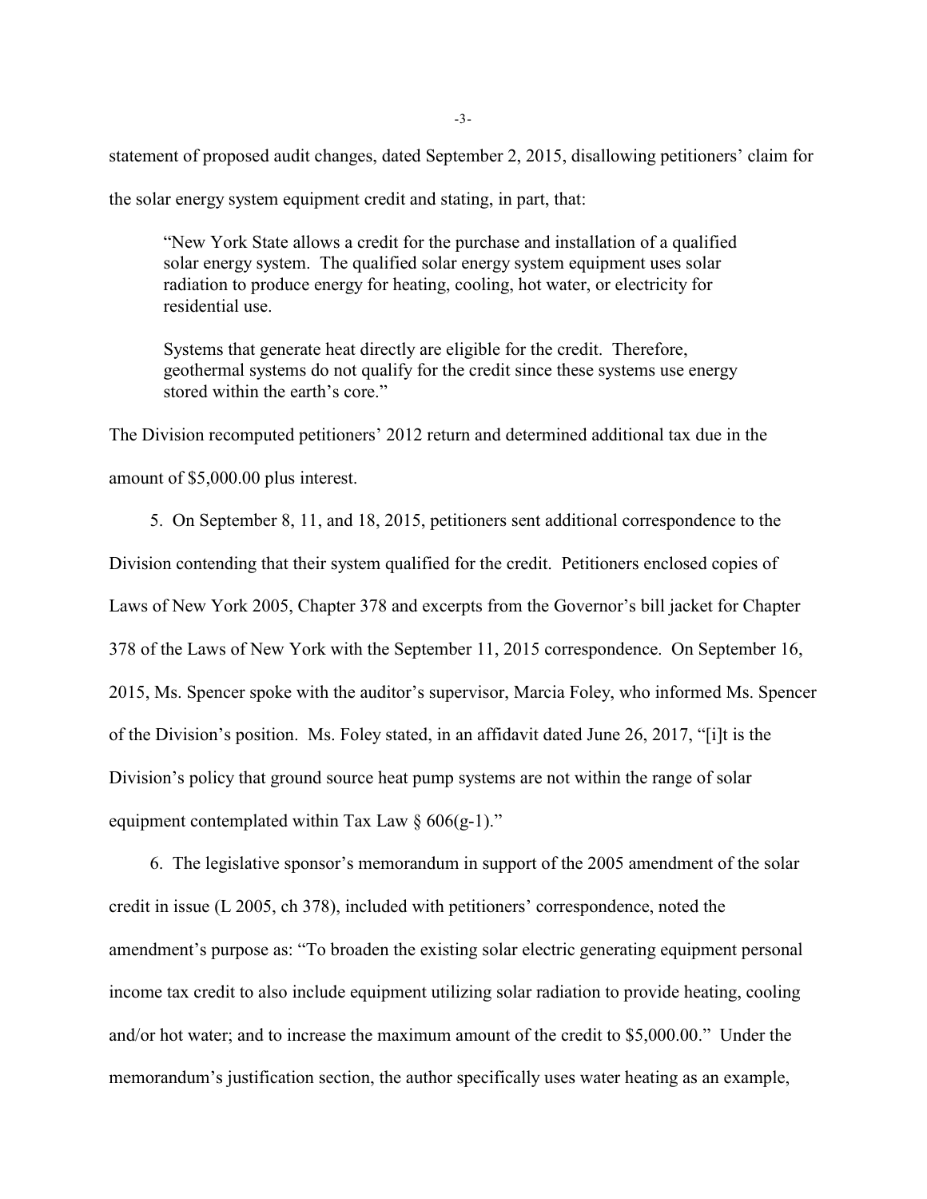statement of proposed audit changes, dated September 2, 2015, disallowing petitioners' claim for the solar energy system equipment credit and stating, in part, that:

> "New York State allows a credit for the purchase and installation of a qualified solar energy system. The qualified solar energy system equipment uses solar radiation to produce energy for heating, cooling, hot water, or electricity for residential use.
>
> Systems that generate heat directly are eligible for the credit. Therefore, geothermal systems do not qualify for the credit since these systems use energy stored within the earth's core."

The Division recomputed petitioners' 2012 return and determined additional tax due in the amount of $5,000.00 plus interest.

5. On September 8, 11, and 18, 2015, petitioners sent additional correspondence to the Division contending that their system qualified for the credit. Petitioners enclosed copies of Laws of New York 2005, Chapter 378 and excerpts from the Governor's bill jacket for Chapter 378 of the Laws of New York with the September 11, 2015 correspondence. On September 16, 2015, Ms. Spencer spoke with the auditor's supervisor, Marcia Foley, who informed Ms. Spencer of the Division's position. Ms. Foley stated, in an affidavit dated June 26, 2017, "[i]t is the Division's policy that ground source heat pump systems are not within the range of solar equipment contemplated within Tax Law § 606(g-1)."

6. The legislative sponsor's memorandum in support of the 2005 amendment of the solar credit in issue (L 2005, ch 378), included with petitioners' correspondence, noted the amendment's purpose as: "To broaden the existing solar electric generating equipment personal income tax credit to also include equipment utilizing solar radiation to provide heating, cooling and/or hot water; and to increase the maximum amount of the credit to $5,000.00." Under the memorandum's justification section, the author specifically uses water heating as an example,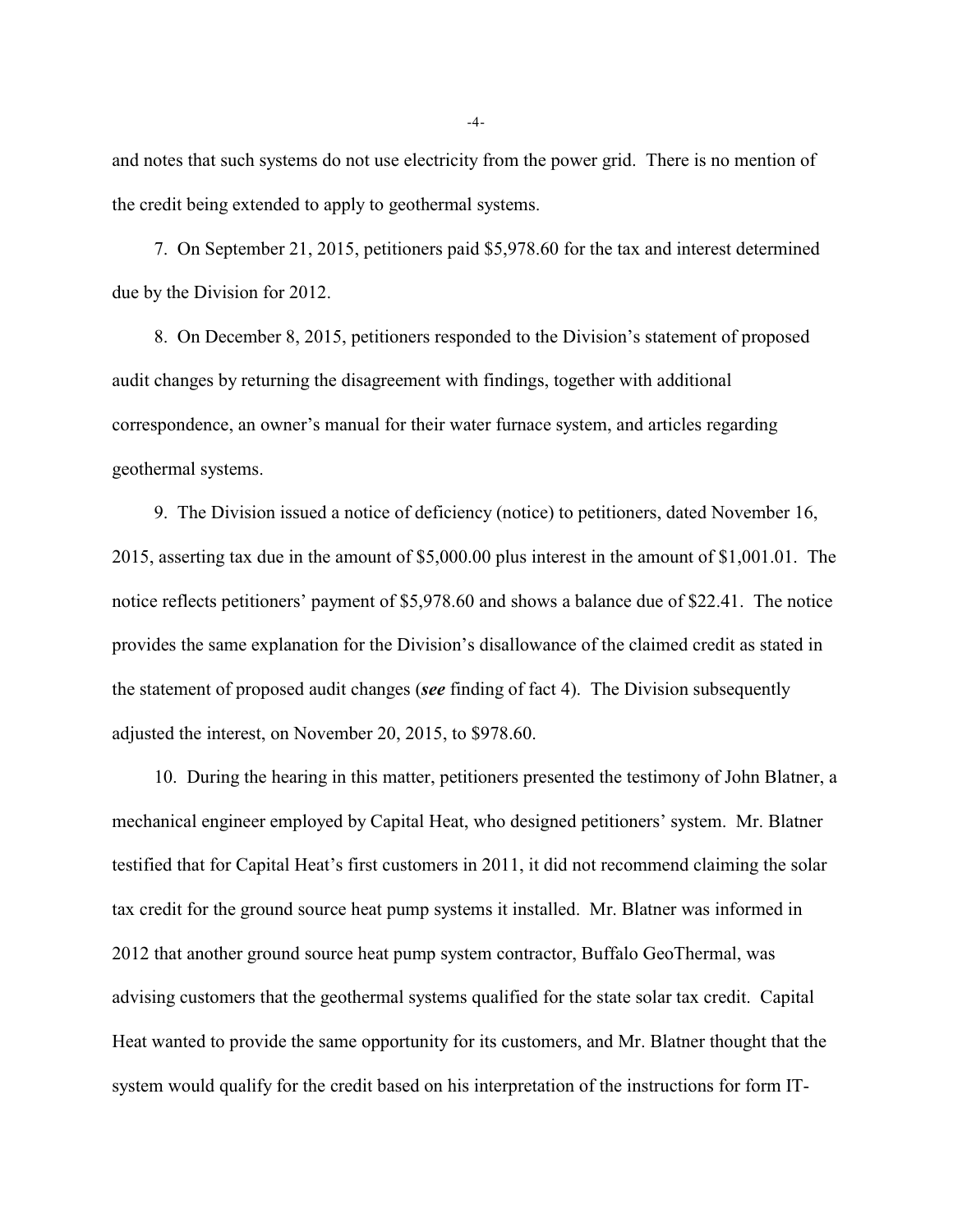and notes that such systems do not use electricity from the power grid. There is no mention of the credit being extended to apply to geothermal systems.

7. On September 21, 2015, petitioners paid $5,978.60 for the tax and interest determined due by the Division for 2012.

8. On December 8, 2015, petitioners responded to the Division's statement of proposed audit changes by returning the disagreement with findings, together with additional correspondence, an owner's manual for their water furnace system, and articles regarding geothermal systems.

9. The Division issued a notice of deficiency (notice) to petitioners, dated November 16, 2015, asserting tax due in the amount of $5,000.00 plus interest in the amount of $1,001.01. The notice reflects petitioners' payment of $5,978.60 and shows a balance due of $22.41. The notice provides the same explanation for the Division's disallowance of the claimed credit as stated in the statement of proposed audit changes (***see*** finding of fact 4). The Division subsequently adjusted the interest, on November 20, 2015, to $978.60.

10. During the hearing in this matter, petitioners presented the testimony of John Blatner, a mechanical engineer employed by Capital Heat, who designed petitioners' system. Mr. Blatner testified that for Capital Heat's first customers in 2011, it did not recommend claiming the solar tax credit for the ground source heat pump systems it installed. Mr. Blatner was informed in 2012 that another ground source heat pump system contractor, Buffalo GeoThermal, was advising customers that the geothermal systems qualified for the state solar tax credit. Capital Heat wanted to provide the same opportunity for its customers, and Mr. Blatner thought that the system would qualify for the credit based on his interpretation of the instructions for form IT-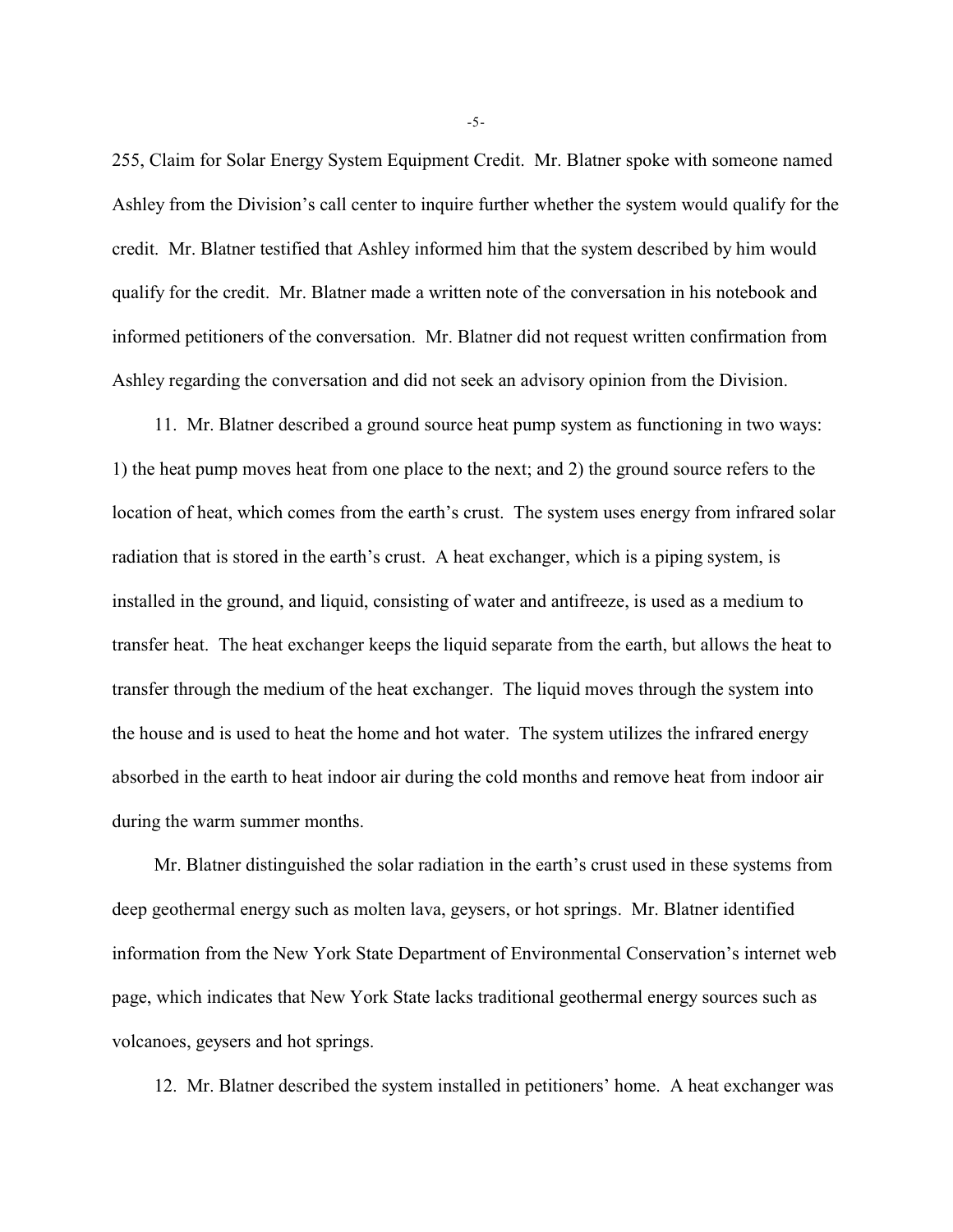255, Claim for Solar Energy System Equipment Credit. Mr. Blatner spoke with someone named Ashley from the Division's call center to inquire further whether the system would qualify for the credit. Mr. Blatner testified that Ashley informed him that the system described by him would qualify for the credit. Mr. Blatner made a written note of the conversation in his notebook and informed petitioners of the conversation. Mr. Blatner did not request written confirmation from Ashley regarding the conversation and did not seek an advisory opinion from the Division.

11. Mr. Blatner described a ground source heat pump system as functioning in two ways: 1) the heat pump moves heat from one place to the next; and 2) the ground source refers to the location of heat, which comes from the earth's crust. The system uses energy from infrared solar radiation that is stored in the earth's crust. A heat exchanger, which is a piping system, is installed in the ground, and liquid, consisting of water and antifreeze, is used as a medium to transfer heat. The heat exchanger keeps the liquid separate from the earth, but allows the heat to transfer through the medium of the heat exchanger. The liquid moves through the system into the house and is used to heat the home and hot water. The system utilizes the infrared energy absorbed in the earth to heat indoor air during the cold months and remove heat from indoor air during the warm summer months.

Mr. Blatner distinguished the solar radiation in the earth's crust used in these systems from deep geothermal energy such as molten lava, geysers, or hot springs. Mr. Blatner identified information from the New York State Department of Environmental Conservation's internet web page, which indicates that New York State lacks traditional geothermal energy sources such as volcanoes, geysers and hot springs.

12. Mr. Blatner described the system installed in petitioners' home. A heat exchanger was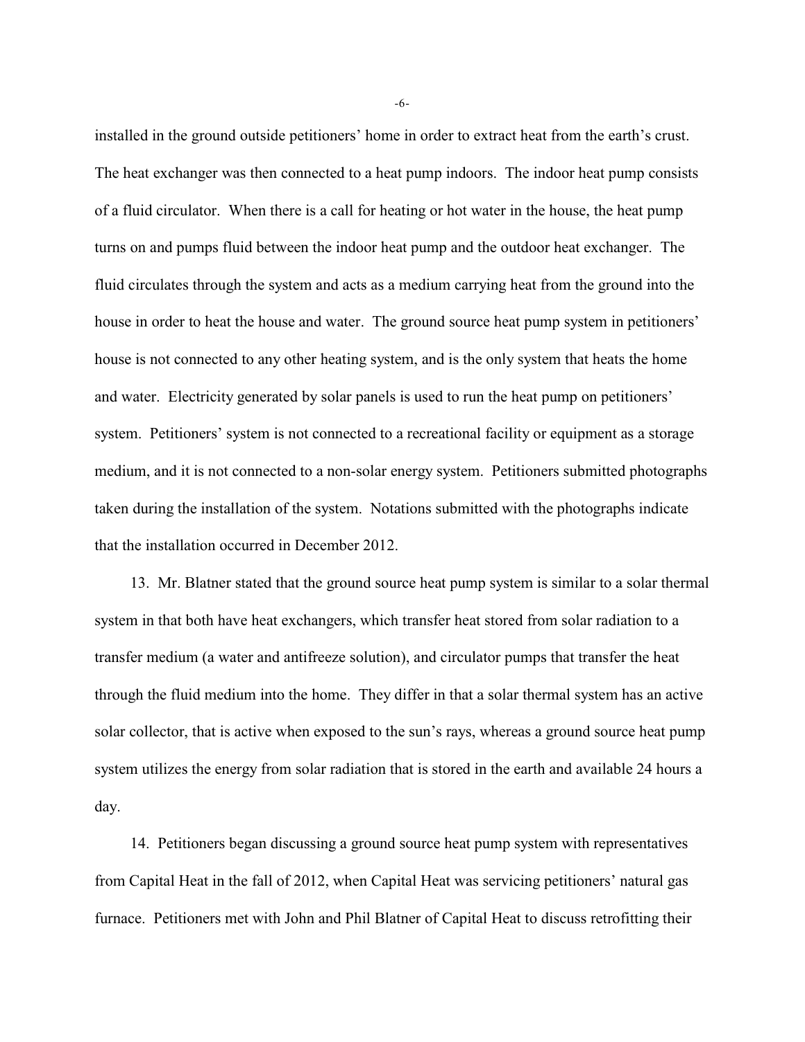installed in the ground outside petitioners' home in order to extract heat from the earth's crust. The heat exchanger was then connected to a heat pump indoors. The indoor heat pump consists of a fluid circulator. When there is a call for heating or hot water in the house, the heat pump turns on and pumps fluid between the indoor heat pump and the outdoor heat exchanger. The fluid circulates through the system and acts as a medium carrying heat from the ground into the house in order to heat the house and water. The ground source heat pump system in petitioners' house is not connected to any other heating system, and is the only system that heats the home and water. Electricity generated by solar panels is used to run the heat pump on petitioners' system. Petitioners' system is not connected to a recreational facility or equipment as a storage medium, and it is not connected to a non-solar energy system. Petitioners submitted photographs taken during the installation of the system. Notations submitted with the photographs indicate that the installation occurred in December 2012.

13. Mr. Blatner stated that the ground source heat pump system is similar to a solar thermal system in that both have heat exchangers, which transfer heat stored from solar radiation to a transfer medium (a water and antifreeze solution), and circulator pumps that transfer the heat through the fluid medium into the home. They differ in that a solar thermal system has an active solar collector, that is active when exposed to the sun's rays, whereas a ground source heat pump system utilizes the energy from solar radiation that is stored in the earth and available 24 hours a day.

14. Petitioners began discussing a ground source heat pump system with representatives from Capital Heat in the fall of 2012, when Capital Heat was servicing petitioners' natural gas furnace. Petitioners met with John and Phil Blatner of Capital Heat to discuss retrofitting their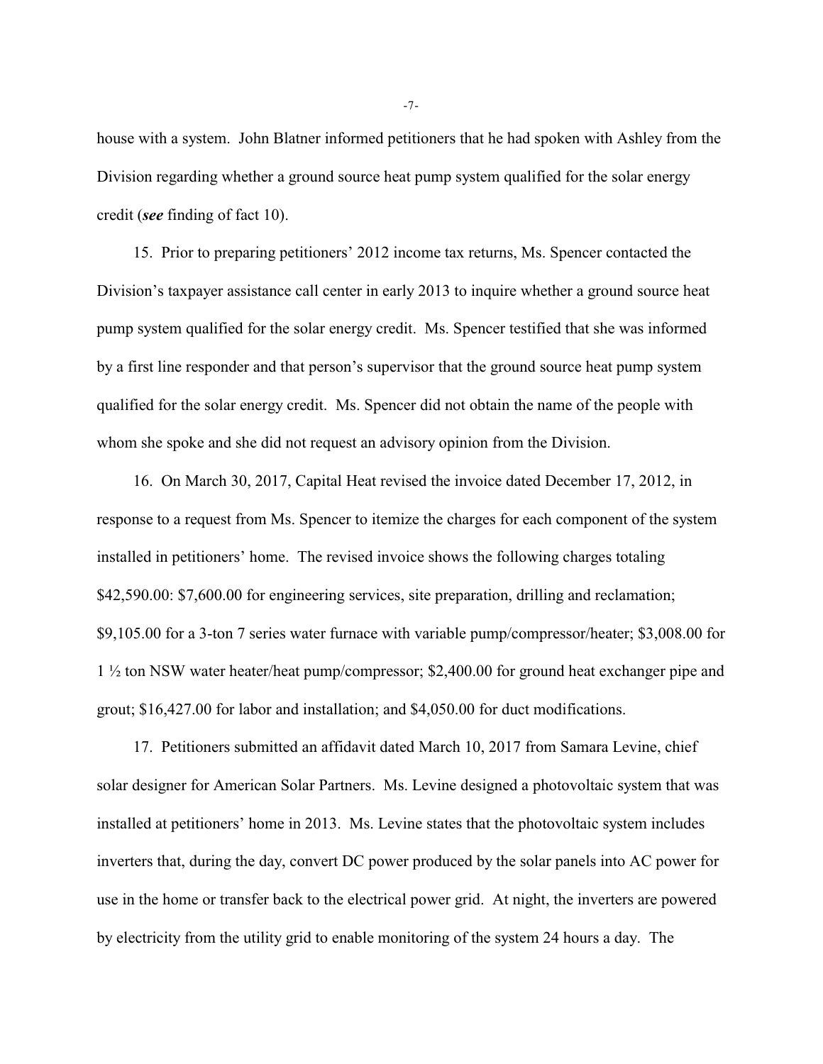house with a system. John Blatner informed petitioners that he had spoken with Ashley from the Division regarding whether a ground source heat pump system qualified for the solar energy credit (***see*** finding of fact 10).

15. Prior to preparing petitioners' 2012 income tax returns, Ms. Spencer contacted the Division's taxpayer assistance call center in early 2013 to inquire whether a ground source heat pump system qualified for the solar energy credit. Ms. Spencer testified that she was informed by a first line responder and that person's supervisor that the ground source heat pump system qualified for the solar energy credit. Ms. Spencer did not obtain the name of the people with whom she spoke and she did not request an advisory opinion from the Division.

16. On March 30, 2017, Capital Heat revised the invoice dated December 17, 2012, in response to a request from Ms. Spencer to itemize the charges for each component of the system installed in petitioners' home. The revised invoice shows the following charges totaling $42,590.00: $7,600.00 for engineering services, site preparation, drilling and reclamation; $9,105.00 for a 3-ton 7 series water furnace with variable pump/compressor/heater; $3,008.00 for 1 ½ ton NSW water heater/heat pump/compressor; $2,400.00 for ground heat exchanger pipe and grout; $16,427.00 for labor and installation; and $4,050.00 for duct modifications.

17. Petitioners submitted an affidavit dated March 10, 2017 from Samara Levine, chief solar designer for American Solar Partners. Ms. Levine designed a photovoltaic system that was installed at petitioners' home in 2013. Ms. Levine states that the photovoltaic system includes inverters that, during the day, convert DC power produced by the solar panels into AC power for use in the home or transfer back to the electrical power grid. At night, the inverters are powered by electricity from the utility grid to enable monitoring of the system 24 hours a day. The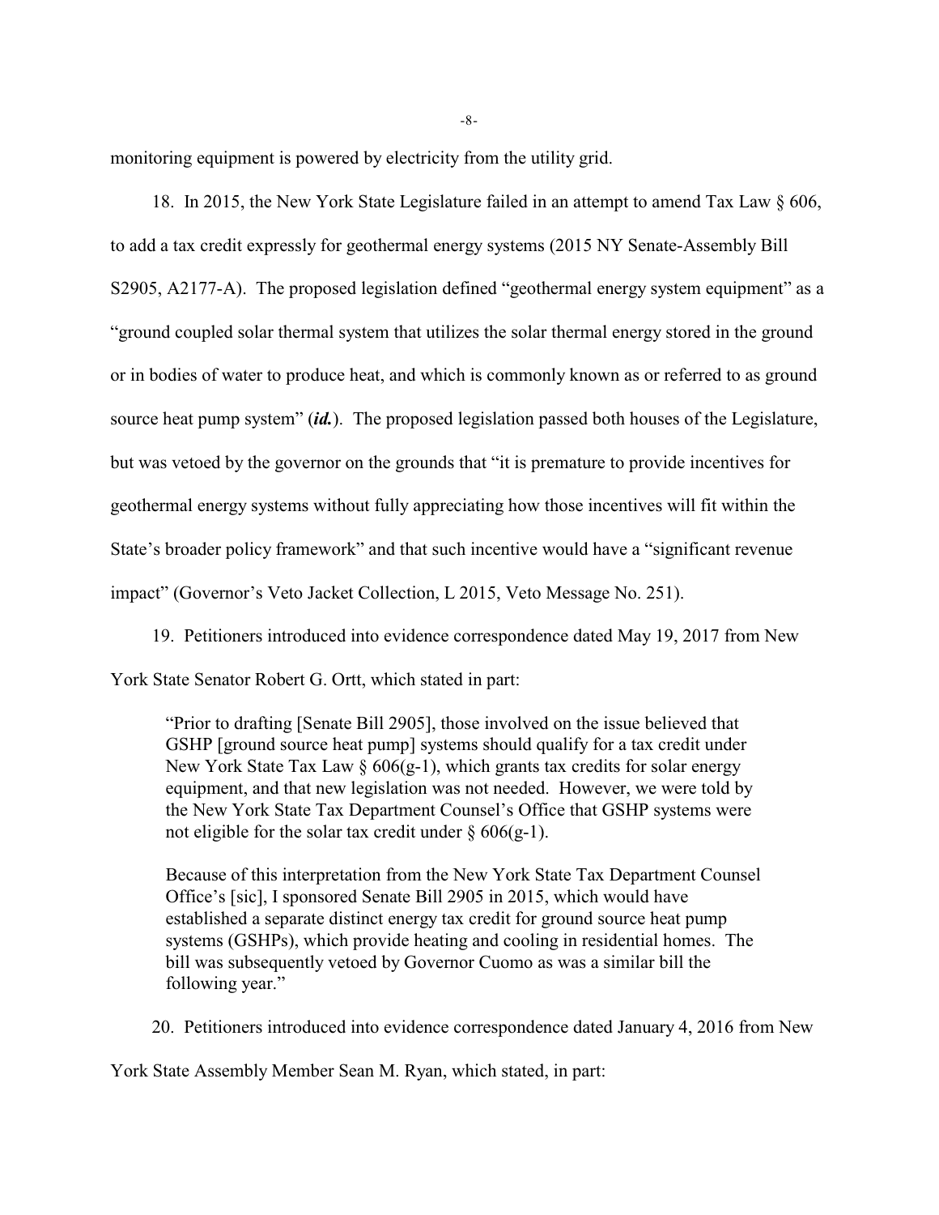monitoring equipment is powered by electricity from the utility grid.

18. In 2015, the New York State Legislature failed in an attempt to amend Tax Law § 606, to add a tax credit expressly for geothermal energy systems (2015 NY Senate-Assembly Bill S2905, A2177-A). The proposed legislation defined "geothermal energy system equipment" as a "ground coupled solar thermal system that utilizes the solar thermal energy stored in the ground or in bodies of water to produce heat, and which is commonly known as or referred to as ground source heat pump system" (***id.***). The proposed legislation passed both houses of the Legislature, but was vetoed by the governor on the grounds that "it is premature to provide incentives for geothermal energy systems without fully appreciating how those incentives will fit within the State's broader policy framework" and that such incentive would have a "significant revenue impact" (Governor's Veto Jacket Collection, L 2015, Veto Message No. 251).

19. Petitioners introduced into evidence correspondence dated May 19, 2017 from New York State Senator Robert G. Ortt, which stated in part:

> "Prior to drafting [Senate Bill 2905], those involved on the issue believed that GSHP [ground source heat pump] systems should qualify for a tax credit under New York State Tax Law § 606(g-1), which grants tax credits for solar energy equipment, and that new legislation was not needed. However, we were told by the New York State Tax Department Counsel's Office that GSHP systems were not eligible for the solar tax credit under § 606(g-1).
>
> Because of this interpretation from the New York State Tax Department Counsel Office's [sic], I sponsored Senate Bill 2905 in 2015, which would have established a separate distinct energy tax credit for ground source heat pump systems (GSHPs), which provide heating and cooling in residential homes. The bill was subsequently vetoed by Governor Cuomo as was a similar bill the following year."

20. Petitioners introduced into evidence correspondence dated January 4, 2016 from New York State Assembly Member Sean M. Ryan, which stated, in part: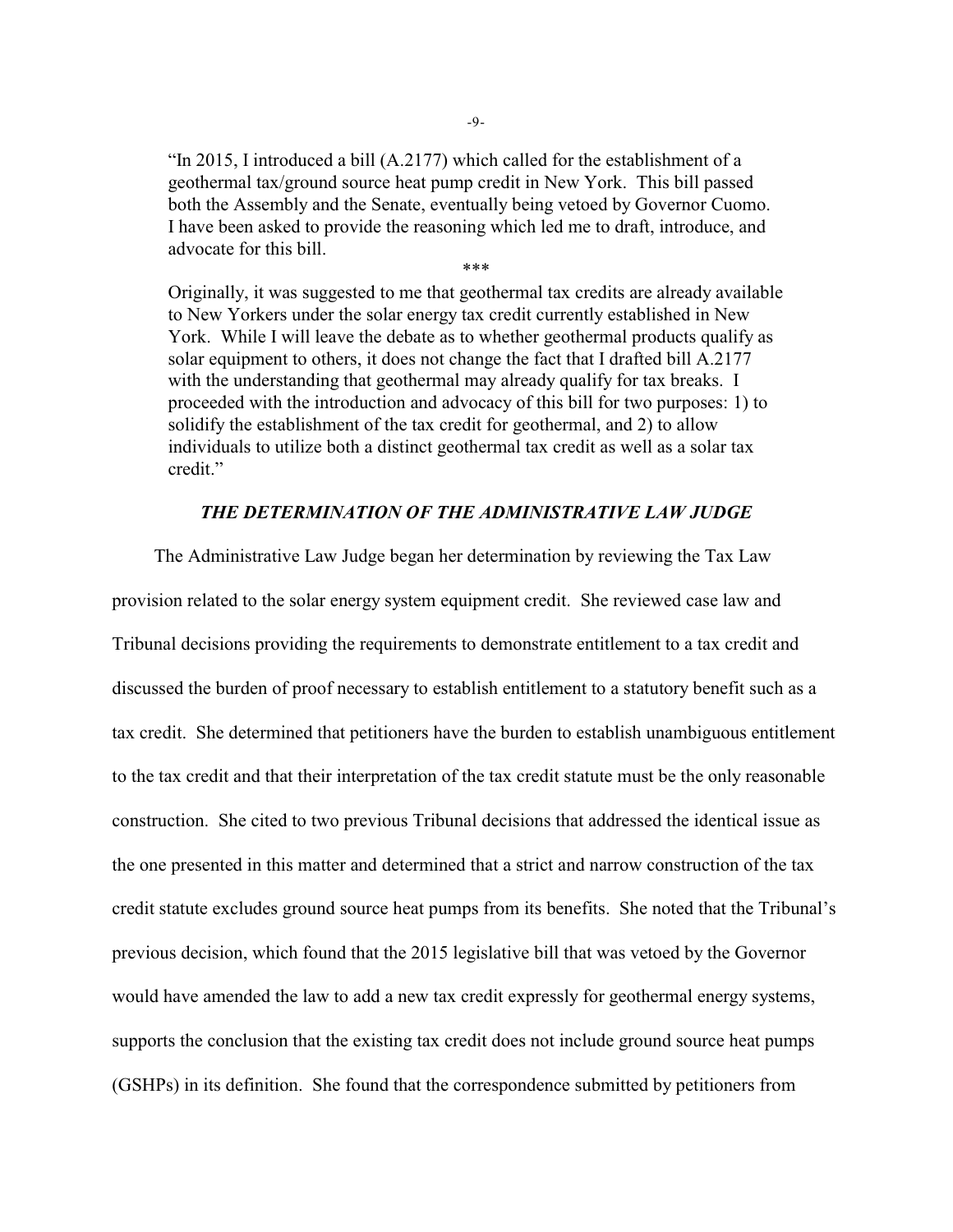> "In 2015, I introduced a bill (A.2177) which called for the establishment of a geothermal tax/ground source heat pump credit in New York. This bill passed both the Assembly and the Senate, eventually being vetoed by Governor Cuomo. I have been asked to provide the reasoning which led me to draft, introduce, and advocate for this bill.
>
> \*\*\*
>
> Originally, it was suggested to me that geothermal tax credits are already available to New Yorkers under the solar energy tax credit currently established in New York. While I will leave the debate as to whether geothermal products qualify as solar equipment to others, it does not change the fact that I drafted bill A.2177 with the understanding that geothermal may already qualify for tax breaks. I proceeded with the introduction and advocacy of this bill for two purposes: 1) to solidify the establishment of the tax credit for geothermal, and 2) to allow individuals to utilize both a distinct geothermal tax credit as well as a solar tax credit."

### *THE DETERMINATION OF THE ADMINISTRATIVE LAW JUDGE*

The Administrative Law Judge began her determination by reviewing the Tax Law provision related to the solar energy system equipment credit. She reviewed case law and Tribunal decisions providing the requirements to demonstrate entitlement to a tax credit and discussed the burden of proof necessary to establish entitlement to a statutory benefit such as a tax credit. She determined that petitioners have the burden to establish unambiguous entitlement to the tax credit and that their interpretation of the tax credit statute must be the only reasonable construction. She cited to two previous Tribunal decisions that addressed the identical issue as the one presented in this matter and determined that a strict and narrow construction of the tax credit statute excludes ground source heat pumps from its benefits. She noted that the Tribunal's previous decision, which found that the 2015 legislative bill that was vetoed by the Governor would have amended the law to add a new tax credit expressly for geothermal energy systems, supports the conclusion that the existing tax credit does not include ground source heat pumps (GSHPs) in its definition. She found that the correspondence submitted by petitioners from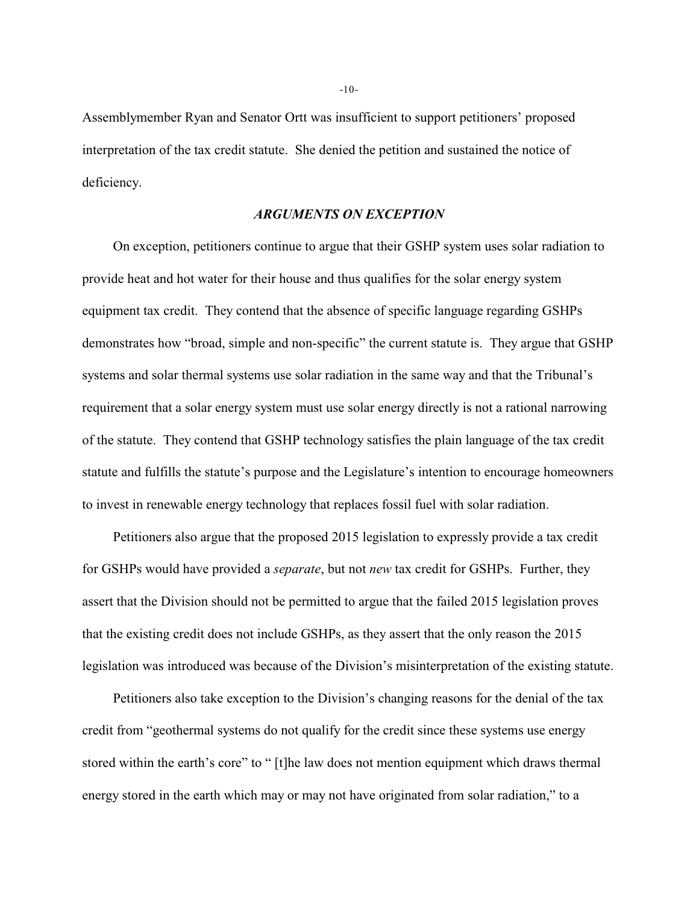Assemblymember Ryan and Senator Ortt was insufficient to support petitioners' proposed interpretation of the tax credit statute. She denied the petition and sustained the notice of deficiency.

### *ARGUMENTS ON EXCEPTION*

On exception, petitioners continue to argue that their GSHP system uses solar radiation to provide heat and hot water for their house and thus qualifies for the solar energy system equipment tax credit. They contend that the absence of specific language regarding GSHPs demonstrates how "broad, simple and non-specific" the current statute is. They argue that GSHP systems and solar thermal systems use solar radiation in the same way and that the Tribunal's requirement that a solar energy system must use solar energy directly is not a rational narrowing of the statute. They contend that GSHP technology satisfies the plain language of the tax credit statute and fulfills the statute's purpose and the Legislature's intention to encourage homeowners to invest in renewable energy technology that replaces fossil fuel with solar radiation.

Petitioners also argue that the proposed 2015 legislation to expressly provide a tax credit for GSHPs would have provided a *separate*, but not *new* tax credit for GSHPs. Further, they assert that the Division should not be permitted to argue that the failed 2015 legislation proves that the existing credit does not include GSHPs, as they assert that the only reason the 2015 legislation was introduced was because of the Division's misinterpretation of the existing statute.

Petitioners also take exception to the Division's changing reasons for the denial of the tax credit from "geothermal systems do not qualify for the credit since these systems use energy stored within the earth's core" to " [t]he law does not mention equipment which draws thermal energy stored in the earth which may or may not have originated from solar radiation," to a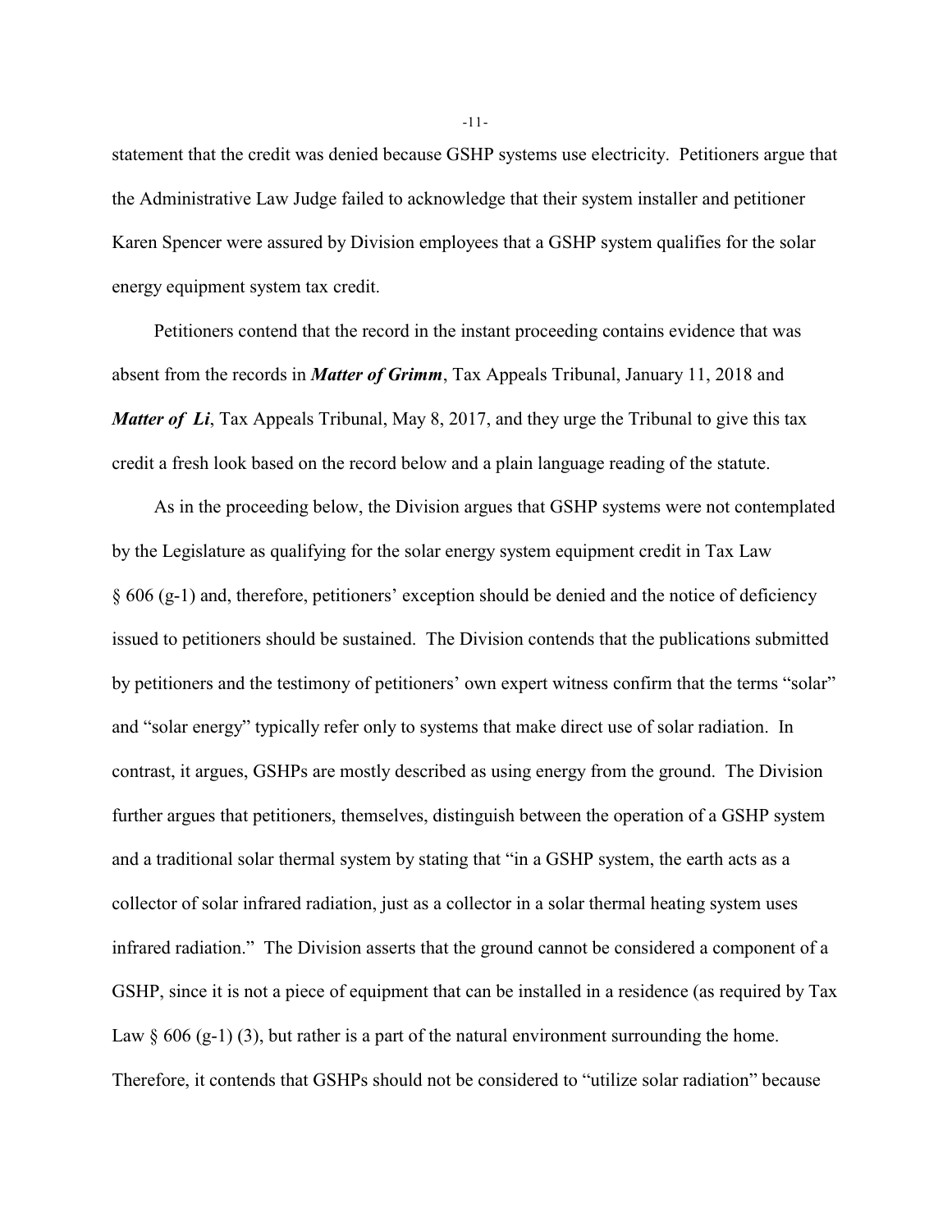statement that the credit was denied because GSHP systems use electricity. Petitioners argue that the Administrative Law Judge failed to acknowledge that their system installer and petitioner Karen Spencer were assured by Division employees that a GSHP system qualifies for the solar energy equipment system tax credit.

Petitioners contend that the record in the instant proceeding contains evidence that was absent from the records in ***Matter of Grimm***, Tax Appeals Tribunal, January 11, 2018 and ***Matter of Li***, Tax Appeals Tribunal, May 8, 2017, and they urge the Tribunal to give this tax credit a fresh look based on the record below and a plain language reading of the statute.

As in the proceeding below, the Division argues that GSHP systems were not contemplated by the Legislature as qualifying for the solar energy system equipment credit in Tax Law § 606 (g-1) and, therefore, petitioners' exception should be denied and the notice of deficiency issued to petitioners should be sustained. The Division contends that the publications submitted by petitioners and the testimony of petitioners' own expert witness confirm that the terms "solar" and "solar energy" typically refer only to systems that make direct use of solar radiation. In contrast, it argues, GSHPs are mostly described as using energy from the ground. The Division further argues that petitioners, themselves, distinguish between the operation of a GSHP system and a traditional solar thermal system by stating that "in a GSHP system, the earth acts as a collector of solar infrared radiation, just as a collector in a solar thermal heating system uses infrared radiation." The Division asserts that the ground cannot be considered a component of a GSHP, since it is not a piece of equipment that can be installed in a residence (as required by Tax Law § 606 (g-1) (3), but rather is a part of the natural environment surrounding the home. Therefore, it contends that GSHPs should not be considered to "utilize solar radiation" because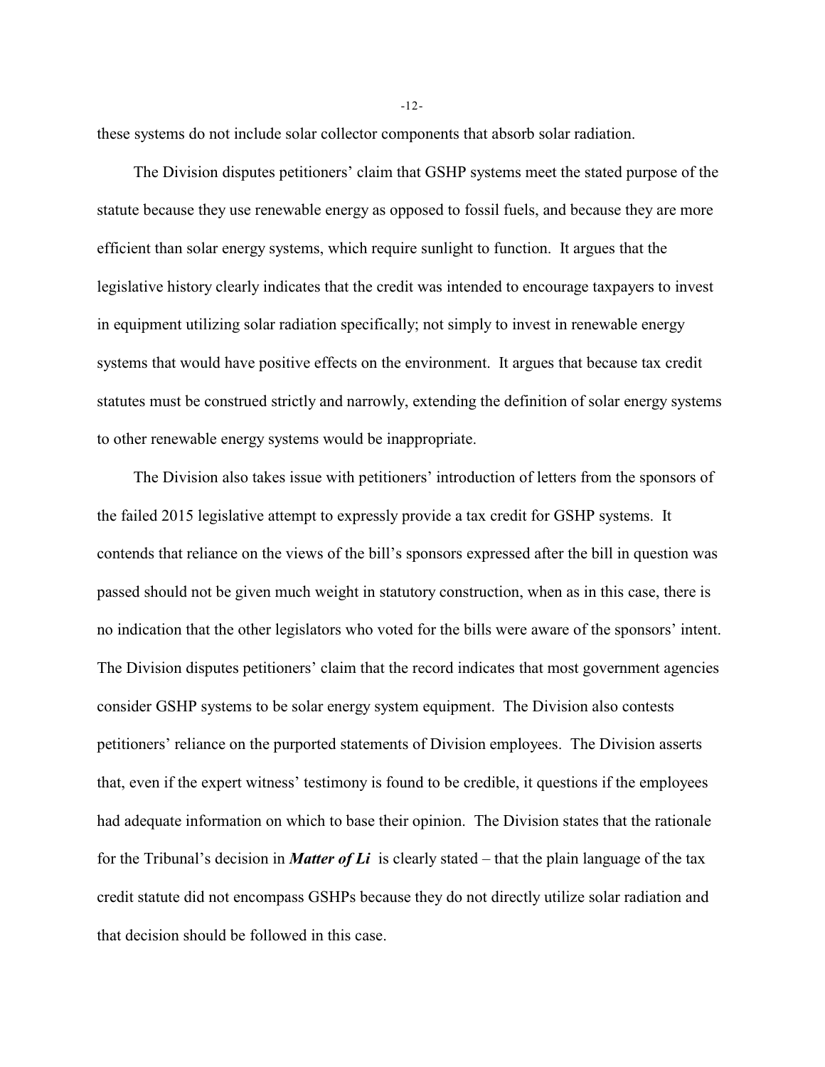these systems do not include solar collector components that absorb solar radiation.

The Division disputes petitioners' claim that GSHP systems meet the stated purpose of the statute because they use renewable energy as opposed to fossil fuels, and because they are more efficient than solar energy systems, which require sunlight to function. It argues that the legislative history clearly indicates that the credit was intended to encourage taxpayers to invest in equipment utilizing solar radiation specifically; not simply to invest in renewable energy systems that would have positive effects on the environment. It argues that because tax credit statutes must be construed strictly and narrowly, extending the definition of solar energy systems to other renewable energy systems would be inappropriate.

The Division also takes issue with petitioners' introduction of letters from the sponsors of the failed 2015 legislative attempt to expressly provide a tax credit for GSHP systems. It contends that reliance on the views of the bill's sponsors expressed after the bill in question was passed should not be given much weight in statutory construction, when as in this case, there is no indication that the other legislators who voted for the bills were aware of the sponsors' intent. The Division disputes petitioners' claim that the record indicates that most government agencies consider GSHP systems to be solar energy system equipment. The Division also contests petitioners' reliance on the purported statements of Division employees. The Division asserts that, even if the expert witness' testimony is found to be credible, it questions if the employees had adequate information on which to base their opinion. The Division states that the rationale for the Tribunal's decision in ***Matter of Li*** is clearly stated – that the plain language of the tax credit statute did not encompass GSHPs because they do not directly utilize solar radiation and that decision should be followed in this case.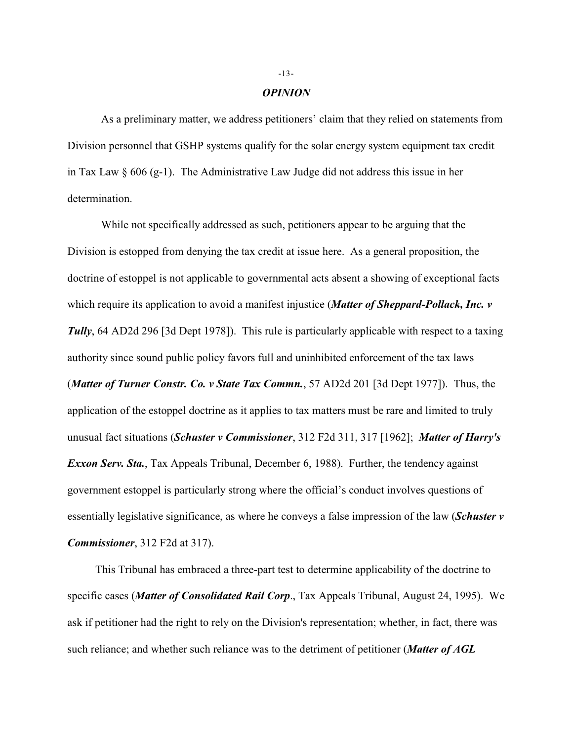## *OPINION*

As a preliminary matter, we address petitioners' claim that they relied on statements from Division personnel that GSHP systems qualify for the solar energy system equipment tax credit in Tax Law § 606 (g-1). The Administrative Law Judge did not address this issue in her determination.

While not specifically addressed as such, petitioners appear to be arguing that the Division is estopped from denying the tax credit at issue here. As a general proposition, the doctrine of estoppel is not applicable to governmental acts absent a showing of exceptional facts which require its application to avoid a manifest injustice (***Matter of Sheppard-Pollack, Inc. v Tully***, 64 AD2d 296 [3d Dept 1978]). This rule is particularly applicable with respect to a taxing authority since sound public policy favors full and uninhibited enforcement of the tax laws (***Matter of Turner Constr. Co. v State Tax Commn.***, 57 AD2d 201 [3d Dept 1977]). Thus, the application of the estoppel doctrine as it applies to tax matters must be rare and limited to truly unusual fact situations (***Schuster v Commissioner***, 312 F2d 311, 317 [1962]; ***Matter of Harry's Exxon Serv. Sta.***, Tax Appeals Tribunal, December 6, 1988). Further, the tendency against government estoppel is particularly strong where the official's conduct involves questions of essentially legislative significance, as where he conveys a false impression of the law (***Schuster v Commissioner***, 312 F2d at 317).

This Tribunal has embraced a three-part test to determine applicability of the doctrine to specific cases (***Matter of Consolidated Rail Corp***., Tax Appeals Tribunal, August 24, 1995). We ask if petitioner had the right to rely on the Division's representation; whether, in fact, there was such reliance; and whether such reliance was to the detriment of petitioner (***Matter of AGL***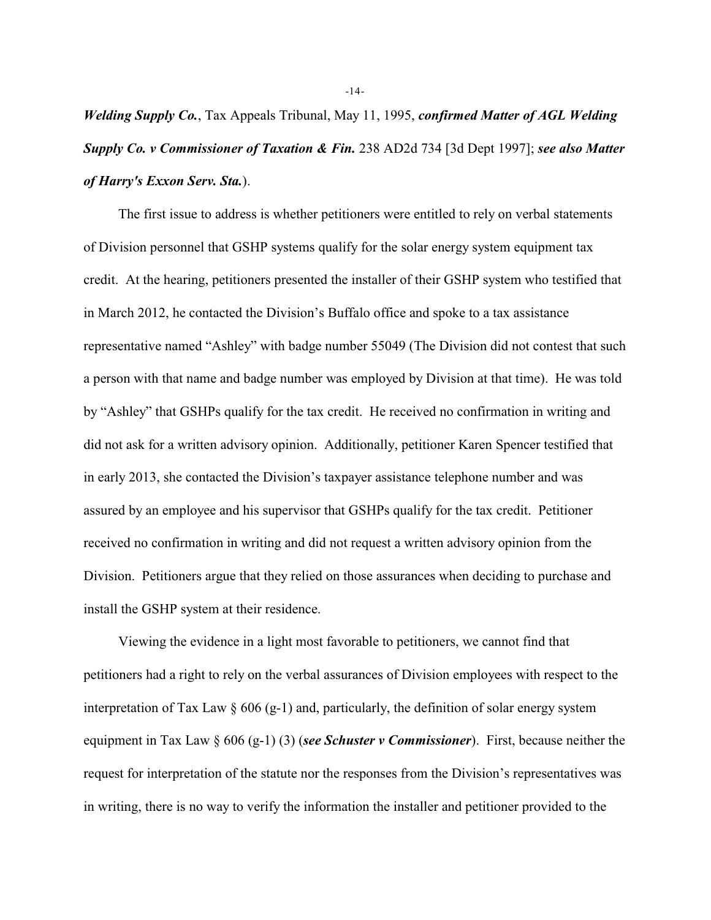***Welding Supply Co.***, Tax Appeals Tribunal, May 11, 1995, ***confirmed Matter of AGL Welding Supply Co. v Commissioner of Taxation & Fin.*** 238 AD2d 734 [3d Dept 1997]; ***see also Matter of Harry's Exxon Serv. Sta.***).

The first issue to address is whether petitioners were entitled to rely on verbal statements of Division personnel that GSHP systems qualify for the solar energy system equipment tax credit. At the hearing, petitioners presented the installer of their GSHP system who testified that in March 2012, he contacted the Division's Buffalo office and spoke to a tax assistance representative named "Ashley" with badge number 55049 (The Division did not contest that such a person with that name and badge number was employed by Division at that time). He was told by "Ashley" that GSHPs qualify for the tax credit. He received no confirmation in writing and did not ask for a written advisory opinion. Additionally, petitioner Karen Spencer testified that in early 2013, she contacted the Division's taxpayer assistance telephone number and was assured by an employee and his supervisor that GSHPs qualify for the tax credit. Petitioner received no confirmation in writing and did not request a written advisory opinion from the Division. Petitioners argue that they relied on those assurances when deciding to purchase and install the GSHP system at their residence.

Viewing the evidence in a light most favorable to petitioners, we cannot find that petitioners had a right to rely on the verbal assurances of Division employees with respect to the interpretation of Tax Law § 606 (g-1) and, particularly, the definition of solar energy system equipment in Tax Law § 606 (g-1) (3) (***see Schuster v Commissioner***). First, because neither the request for interpretation of the statute nor the responses from the Division's representatives was in writing, there is no way to verify the information the installer and petitioner provided to the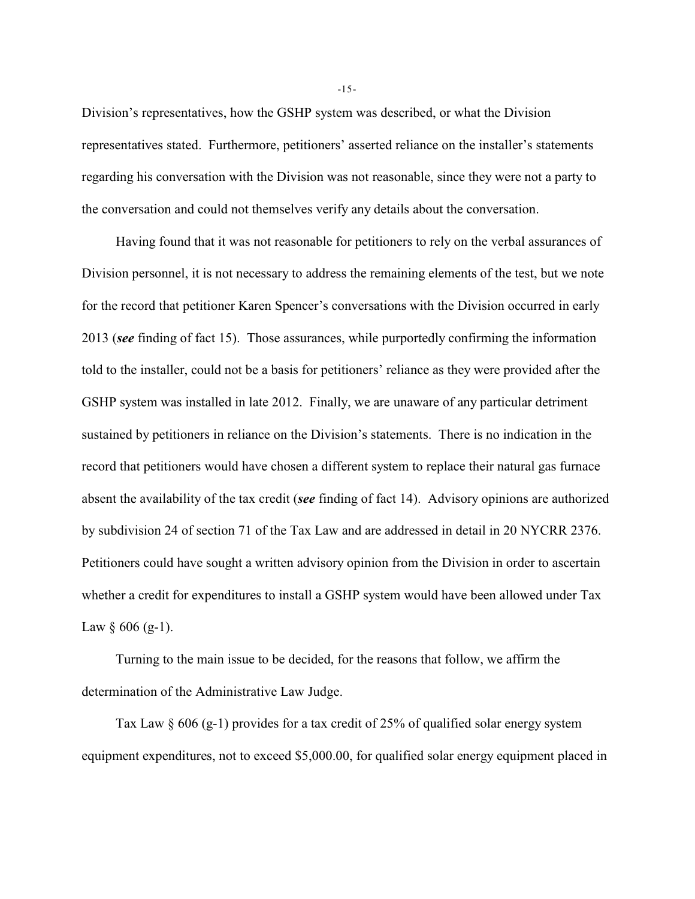Division's representatives, how the GSHP system was described, or what the Division representatives stated. Furthermore, petitioners' asserted reliance on the installer's statements regarding his conversation with the Division was not reasonable, since they were not a party to the conversation and could not themselves verify any details about the conversation.

Having found that it was not reasonable for petitioners to rely on the verbal assurances of Division personnel, it is not necessary to address the remaining elements of the test, but we note for the record that petitioner Karen Spencer's conversations with the Division occurred in early 2013 (***see*** finding of fact 15). Those assurances, while purportedly confirming the information told to the installer, could not be a basis for petitioners' reliance as they were provided after the GSHP system was installed in late 2012. Finally, we are unaware of any particular detriment sustained by petitioners in reliance on the Division's statements. There is no indication in the record that petitioners would have chosen a different system to replace their natural gas furnace absent the availability of the tax credit (***see*** finding of fact 14). Advisory opinions are authorized by subdivision 24 of section 71 of the Tax Law and are addressed in detail in 20 NYCRR 2376. Petitioners could have sought a written advisory opinion from the Division in order to ascertain whether a credit for expenditures to install a GSHP system would have been allowed under Tax Law § 606 (g-1).

Turning to the main issue to be decided, for the reasons that follow, we affirm the determination of the Administrative Law Judge.

Tax Law § 606 (g-1) provides for a tax credit of 25% of qualified solar energy system equipment expenditures, not to exceed $5,000.00, for qualified solar energy equipment placed in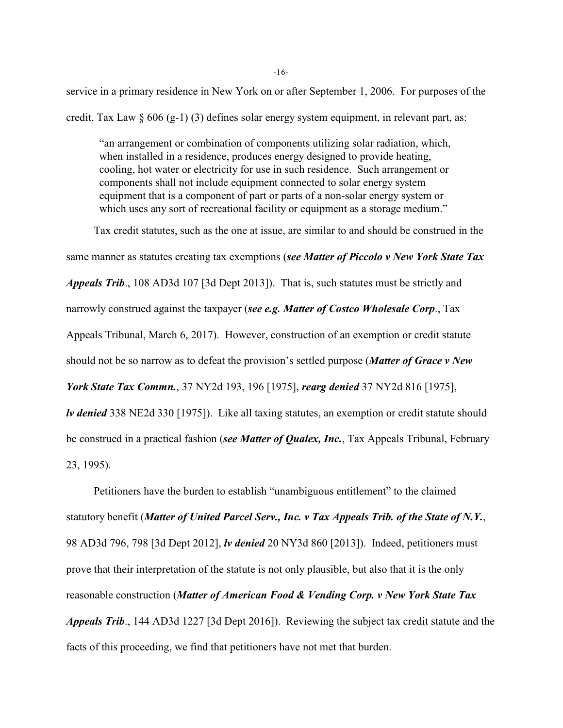service in a primary residence in New York on or after September 1, 2006. For purposes of the credit, Tax Law § 606 (g-1) (3) defines solar energy system equipment, in relevant part, as:

> "an arrangement or combination of components utilizing solar radiation, which, when installed in a residence, produces energy designed to provide heating, cooling, hot water or electricity for use in such residence. Such arrangement or components shall not include equipment connected to solar energy system equipment that is a component of part or parts of a non-solar energy system or which uses any sort of recreational facility or equipment as a storage medium."

Tax credit statutes, such as the one at issue, are similar to and should be construed in the same manner as statutes creating tax exemptions (***see Matter of Piccolo v New York State Tax Appeals Trib***., 108 AD3d 107 [3d Dept 2013]). That is, such statutes must be strictly and narrowly construed against the taxpayer (***see e.g. Matter of Costco Wholesale Corp***., Tax Appeals Tribunal, March 6, 2017). However, construction of an exemption or credit statute should not be so narrow as to defeat the provision's settled purpose (***Matter of Grace v New York State Tax Commn.***, 37 NY2d 193, 196 [1975], ***rearg denied*** 37 NY2d 816 [1975], ***lv denied*** 338 NE2d 330 [1975]). Like all taxing statutes, an exemption or credit statute should be construed in a practical fashion (***see Matter of Qualex, Inc.***, Tax Appeals Tribunal, February 23, 1995).

Petitioners have the burden to establish "unambiguous entitlement" to the claimed statutory benefit (***Matter of United Parcel Serv., Inc. v Tax Appeals Trib. of the State of N.Y.***, 98 AD3d 796, 798 [3d Dept 2012], ***lv denied*** 20 NY3d 860 [2013]). Indeed, petitioners must prove that their interpretation of the statute is not only plausible, but also that it is the only reasonable construction (***Matter of American Food & Vending Corp. v New York State Tax Appeals Trib***., 144 AD3d 1227 [3d Dept 2016]). Reviewing the subject tax credit statute and the facts of this proceeding, we find that petitioners have not met that burden.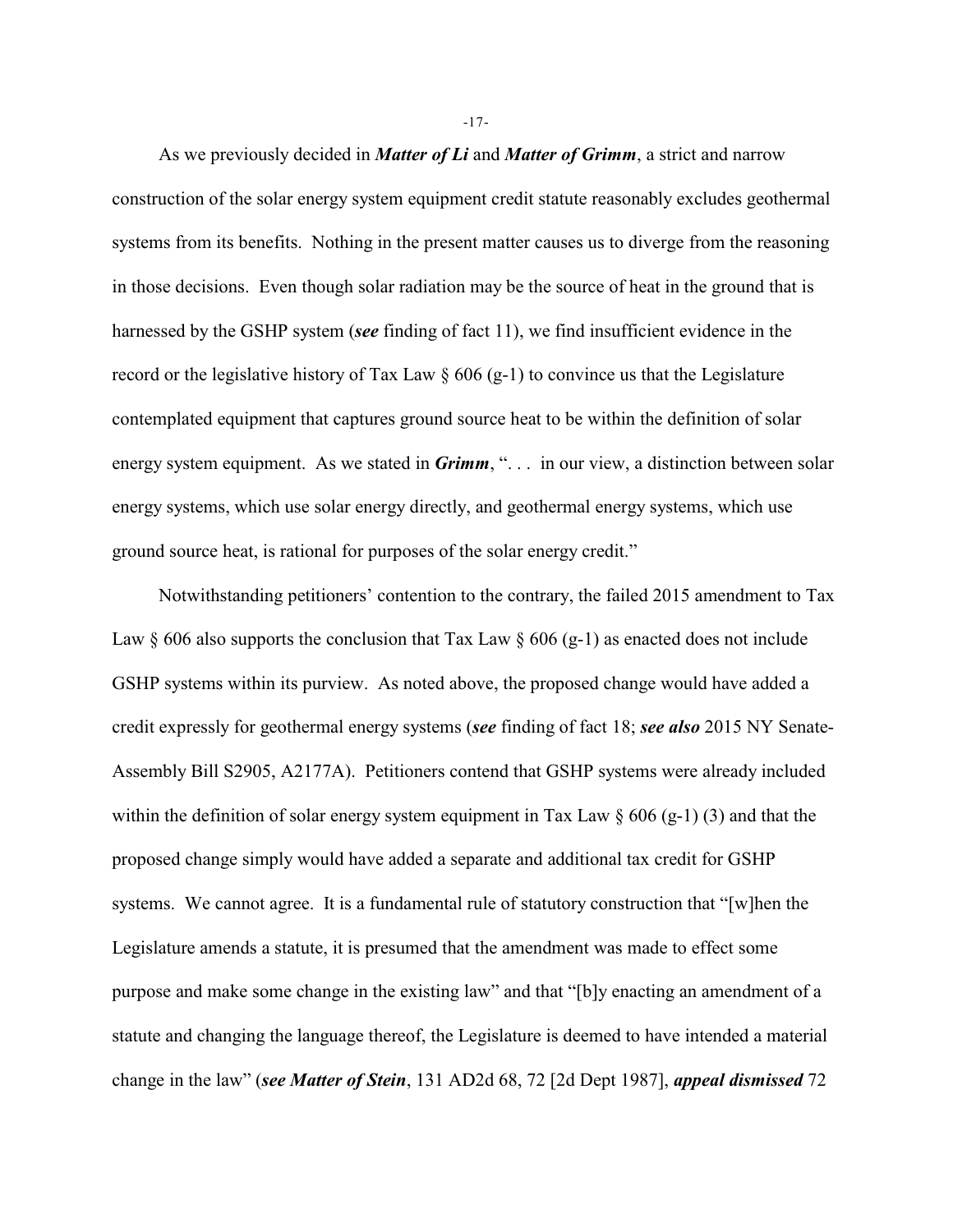As we previously decided in ***Matter of Li*** and ***Matter of Grimm***, a strict and narrow construction of the solar energy system equipment credit statute reasonably excludes geothermal systems from its benefits. Nothing in the present matter causes us to diverge from the reasoning in those decisions. Even though solar radiation may be the source of heat in the ground that is harnessed by the GSHP system (***see*** finding of fact 11), we find insufficient evidence in the record or the legislative history of Tax Law § 606 (g-1) to convince us that the Legislature contemplated equipment that captures ground source heat to be within the definition of solar energy system equipment. As we stated in ***Grimm***, ". . . in our view, a distinction between solar energy systems, which use solar energy directly, and geothermal energy systems, which use ground source heat, is rational for purposes of the solar energy credit."

Notwithstanding petitioners' contention to the contrary, the failed 2015 amendment to Tax Law § 606 also supports the conclusion that Tax Law § 606 (g-1) as enacted does not include GSHP systems within its purview. As noted above, the proposed change would have added a credit expressly for geothermal energy systems (***see*** finding of fact 18; ***see also*** 2015 NY Senate-Assembly Bill S2905, A2177A). Petitioners contend that GSHP systems were already included within the definition of solar energy system equipment in Tax Law § 606 (g-1) (3) and that the proposed change simply would have added a separate and additional tax credit for GSHP systems. We cannot agree. It is a fundamental rule of statutory construction that "[w]hen the Legislature amends a statute, it is presumed that the amendment was made to effect some purpose and make some change in the existing law" and that "[b]y enacting an amendment of a statute and changing the language thereof, the Legislature is deemed to have intended a material change in the law" (***see Matter of Stein***, 131 AD2d 68, 72 [2d Dept 1987], ***appeal dismissed*** 72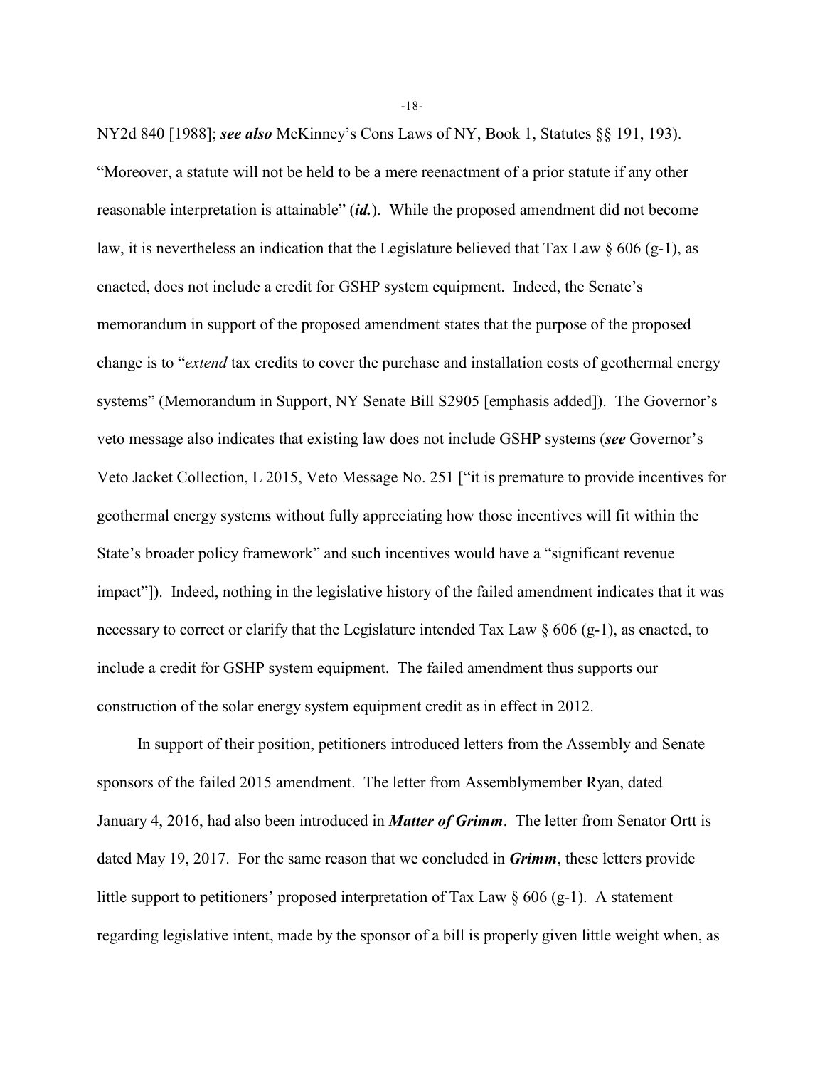NY2d 840 [1988]; ***see also*** McKinney's Cons Laws of NY, Book 1, Statutes §§ 191, 193). "Moreover, a statute will not be held to be a mere reenactment of a prior statute if any other reasonable interpretation is attainable" (***id.***). While the proposed amendment did not become law, it is nevertheless an indication that the Legislature believed that Tax Law § 606 (g-1), as enacted, does not include a credit for GSHP system equipment. Indeed, the Senate's memorandum in support of the proposed amendment states that the purpose of the proposed change is to "*extend* tax credits to cover the purchase and installation costs of geothermal energy systems" (Memorandum in Support, NY Senate Bill S2905 [emphasis added]). The Governor's veto message also indicates that existing law does not include GSHP systems (***see*** Governor's Veto Jacket Collection, L 2015, Veto Message No. 251 ["it is premature to provide incentives for geothermal energy systems without fully appreciating how those incentives will fit within the State's broader policy framework" and such incentives would have a "significant revenue impact"]). Indeed, nothing in the legislative history of the failed amendment indicates that it was necessary to correct or clarify that the Legislature intended Tax Law § 606 (g-1), as enacted, to include a credit for GSHP system equipment. The failed amendment thus supports our construction of the solar energy system equipment credit as in effect in 2012.

In support of their position, petitioners introduced letters from the Assembly and Senate sponsors of the failed 2015 amendment. The letter from Assemblymember Ryan, dated January 4, 2016, had also been introduced in ***Matter of Grimm***. The letter from Senator Ortt is dated May 19, 2017. For the same reason that we concluded in ***Grimm***, these letters provide little support to petitioners' proposed interpretation of Tax Law § 606 (g-1). A statement regarding legislative intent, made by the sponsor of a bill is properly given little weight when, as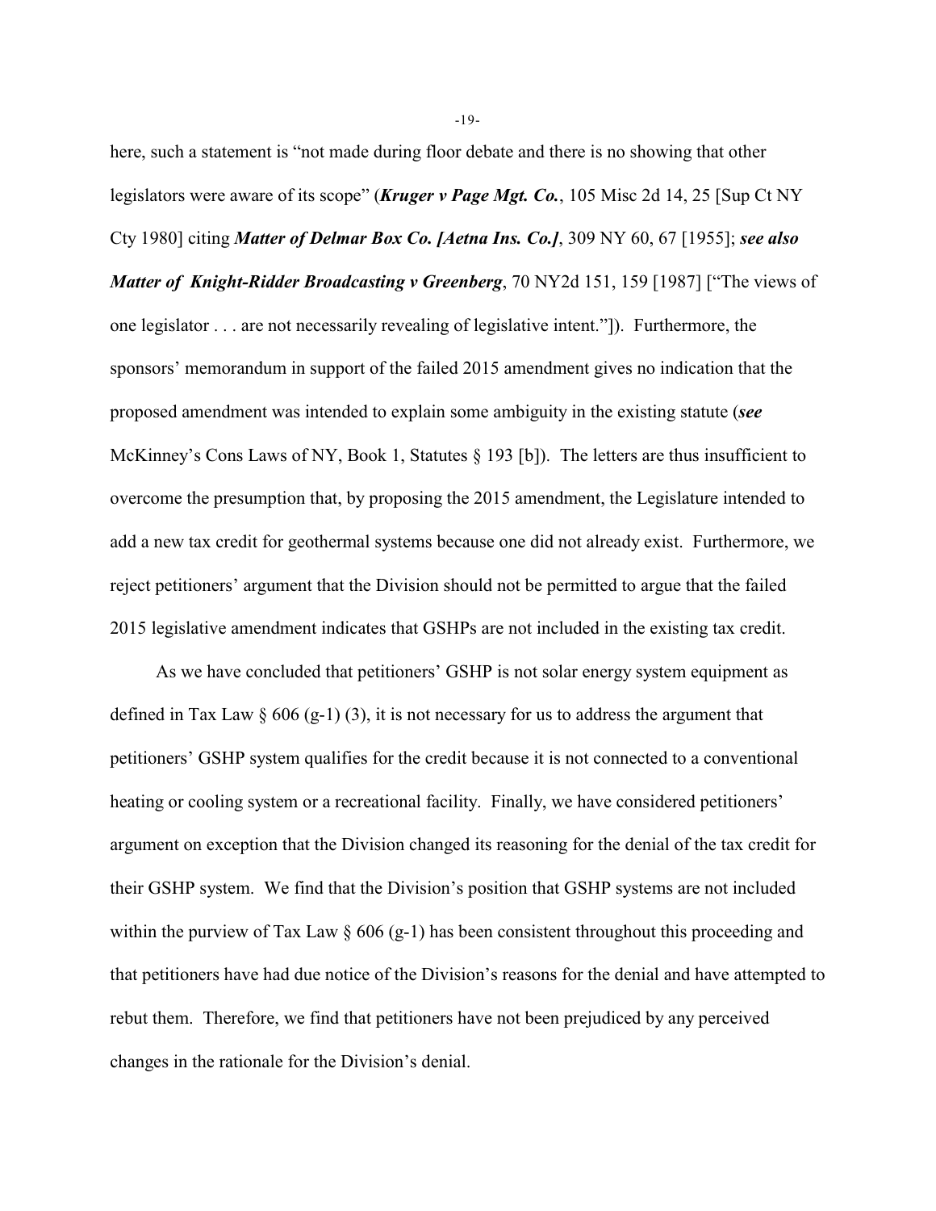here, such a statement is "not made during floor debate and there is no showing that other legislators were aware of its scope" (***Kruger v Page Mgt. Co.***, 105 Misc 2d 14, 25 [Sup Ct NY Cty 1980] citing ***Matter of Delmar Box Co. [Aetna Ins. Co.]***, 309 NY 60, 67 [1955]; ***see also Matter of Knight-Ridder Broadcasting v Greenberg***, 70 NY2d 151, 159 [1987] ["The views of one legislator . . . are not necessarily revealing of legislative intent."]). Furthermore, the sponsors' memorandum in support of the failed 2015 amendment gives no indication that the proposed amendment was intended to explain some ambiguity in the existing statute (***see*** McKinney's Cons Laws of NY, Book 1, Statutes § 193 [b]). The letters are thus insufficient to overcome the presumption that, by proposing the 2015 amendment, the Legislature intended to add a new tax credit for geothermal systems because one did not already exist. Furthermore, we reject petitioners' argument that the Division should not be permitted to argue that the failed 2015 legislative amendment indicates that GSHPs are not included in the existing tax credit.

As we have concluded that petitioners' GSHP is not solar energy system equipment as defined in Tax Law § 606 (g-1) (3), it is not necessary for us to address the argument that petitioners' GSHP system qualifies for the credit because it is not connected to a conventional heating or cooling system or a recreational facility. Finally, we have considered petitioners' argument on exception that the Division changed its reasoning for the denial of the tax credit for their GSHP system. We find that the Division's position that GSHP systems are not included within the purview of Tax Law § 606 (g-1) has been consistent throughout this proceeding and that petitioners have had due notice of the Division's reasons for the denial and have attempted to rebut them. Therefore, we find that petitioners have not been prejudiced by any perceived changes in the rationale for the Division's denial.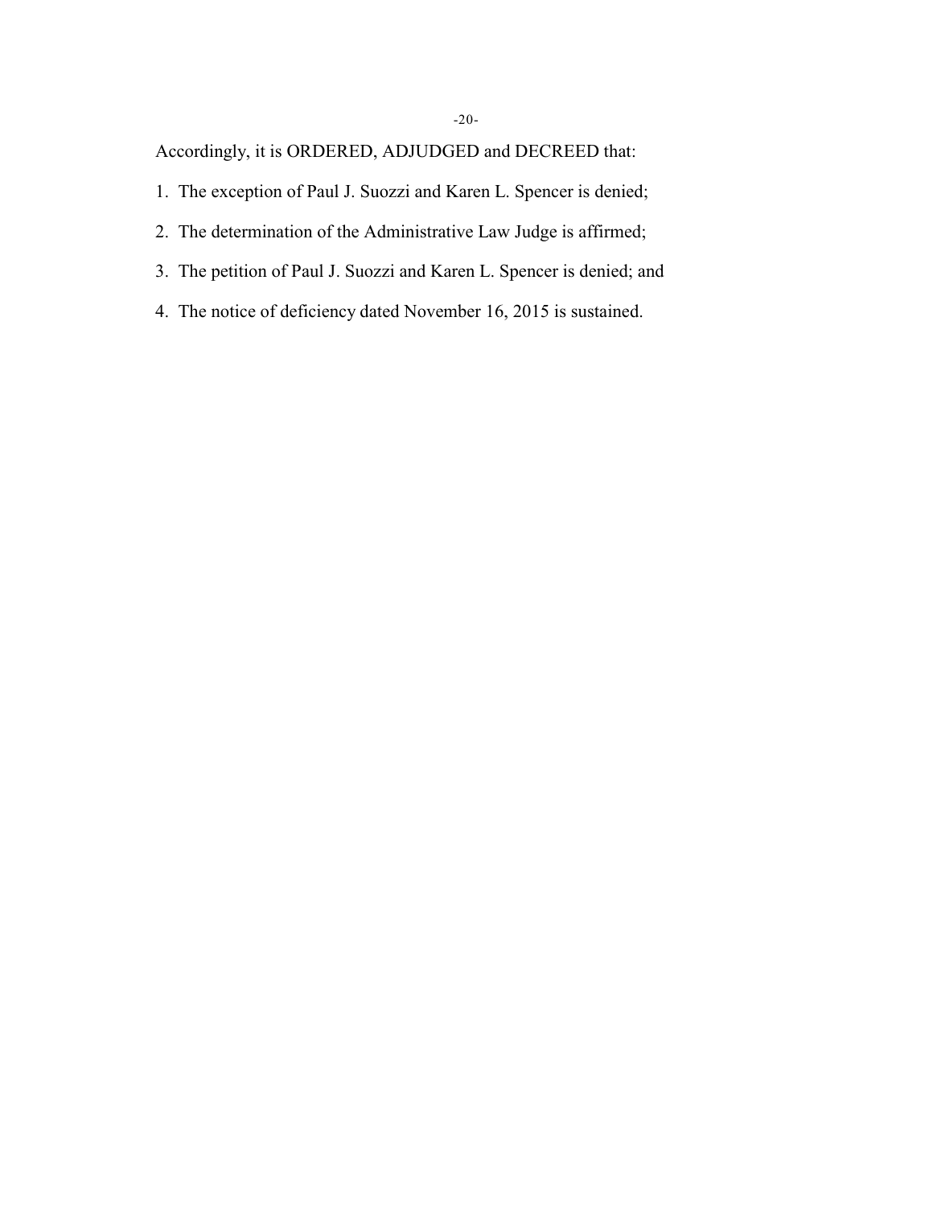Accordingly, it is ORDERED, ADJUDGED and DECREED that:

1. The exception of Paul J. Suozzi and Karen L. Spencer is denied;
2. The determination of the Administrative Law Judge is affirmed;
3. The petition of Paul J. Suozzi and Karen L. Spencer is denied; and
4. The notice of deficiency dated November 16, 2015 is sustained.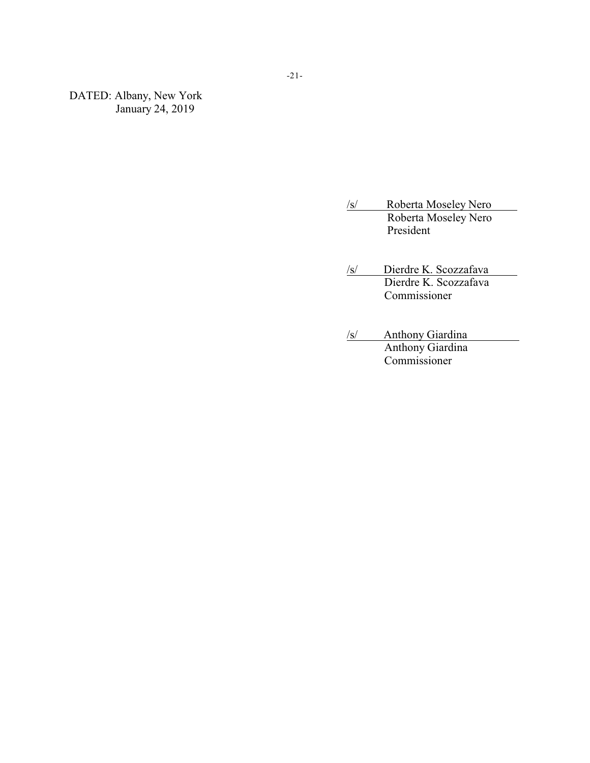DATED: Albany, New York
January 24, 2019

/s/ Roberta Moseley Nero
Roberta Moseley Nero
President

/s/ Dierdre K. Scozzafava
Dierdre K. Scozzafava
Commissioner

/s/ Anthony Giardina
Anthony Giardina
Commissioner